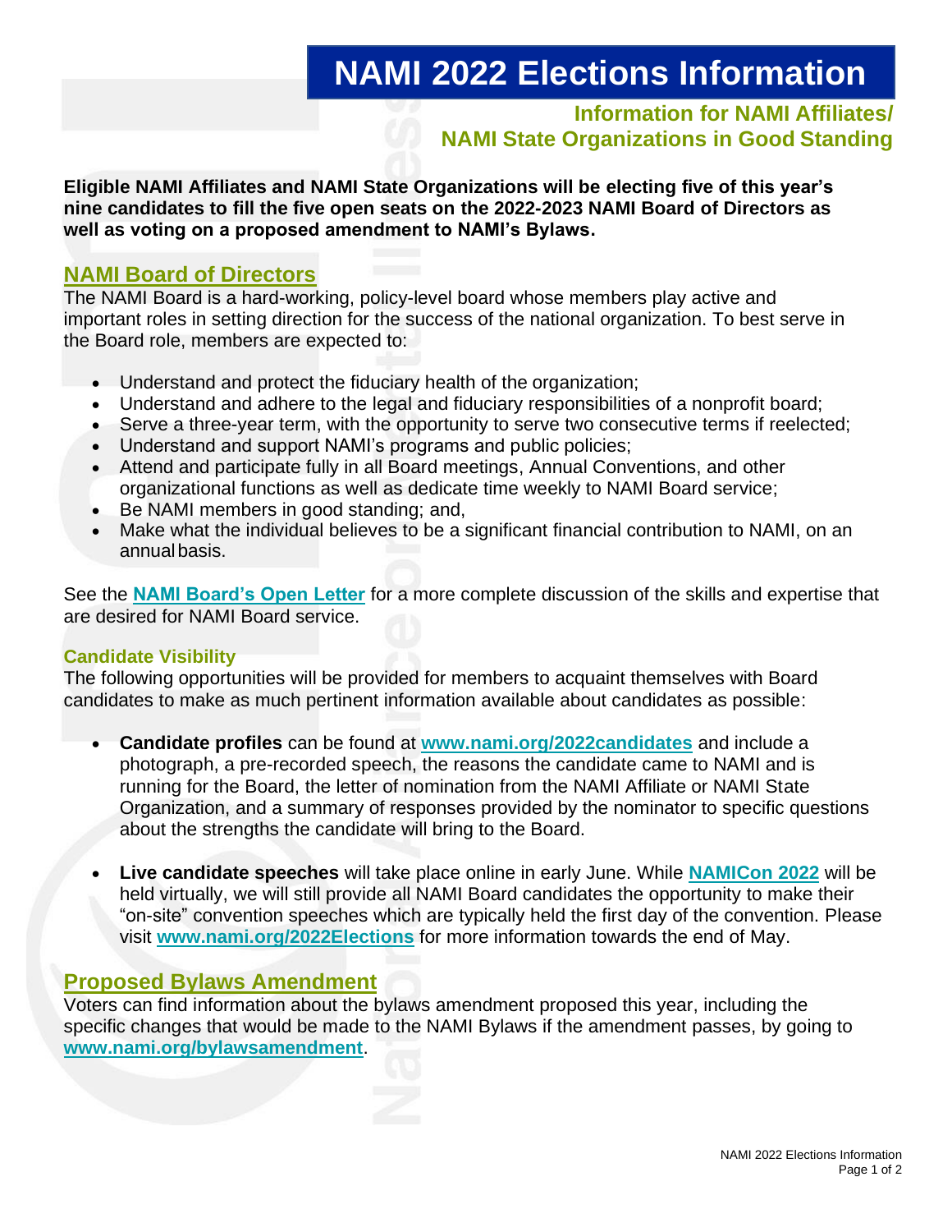# NAMI 2022 Elections Information

### Information for NAMI Affiliates/ NAMI State Organizations in Good Standing

**Eligible NAMI Affiliates and NAMI State Organizations will be electing five of this year's nine candidates to fill the five open seats on the 2022-2023 NAMI Board of Directors as well as voting on a proposed amendment to NAMI's Bylaws.**

## NAMI Board of Directors

The NAMI Board is a hard-working, policy-level board whose members play active and important roles in setting direction for the success of the national organization. To best serve in the Board role, members are expected to:

- Understand and protect the fiduciary health of the organization;
- Understand and adhere to the legal and fiduciary responsibilities of a nonprofit board;
- Serve a three-year term, with the opportunity to serve two consecutive terms if reelected;
- Understand and support NAMI's programs and public policies;
- Attend and participate fully in all Board meetings, Annual Conventions, and other organizational functions as well as dedicate time weekly to NAMI Board service;
- Be NAMI members in good standing; and,
- Make what the individual believes to be a significant financial contribution to NAMI, on an annual basis.

See the **NAMI Board's Open Letter** for a more complete discussion of the skills and expertise that are desired for NAMI Board service.

### Candidate Visibility

The following opportunities will be provided for members to acquaint themselves with Board candidates to make as much pertinent information available about candidates as possible:

- **Candidate profiles** can be found at **www.nami.org/2022candidates** and include a photograph, a pre-recorded speech, the reasons the candidate came to NAMI and is running for the Board, the letter of nomination from the NAMI Affiliate or NAMI State Organization, and a summary of responses provided by the nominator to specific questions about the strengths the candidate will bring to the Board.

- **Live candidate speeches** will take place online in early June. While **NAMICon 2022** will be held virtually, we will still provide all NAMI Board candidates the opportunity to make their "on-site" convention speeches which are typically held the first day of the convention. Please visit **www.nami.org/2022Elections** for more information towards the end of May.

## Proposed Bylaws Amendment

Voters can find information about the bylaws amendment proposed this year, including the specific changes that would be made to the NAMI Bylaws if the amendment passes, by going to **www.nami.org/bylawsamendment**.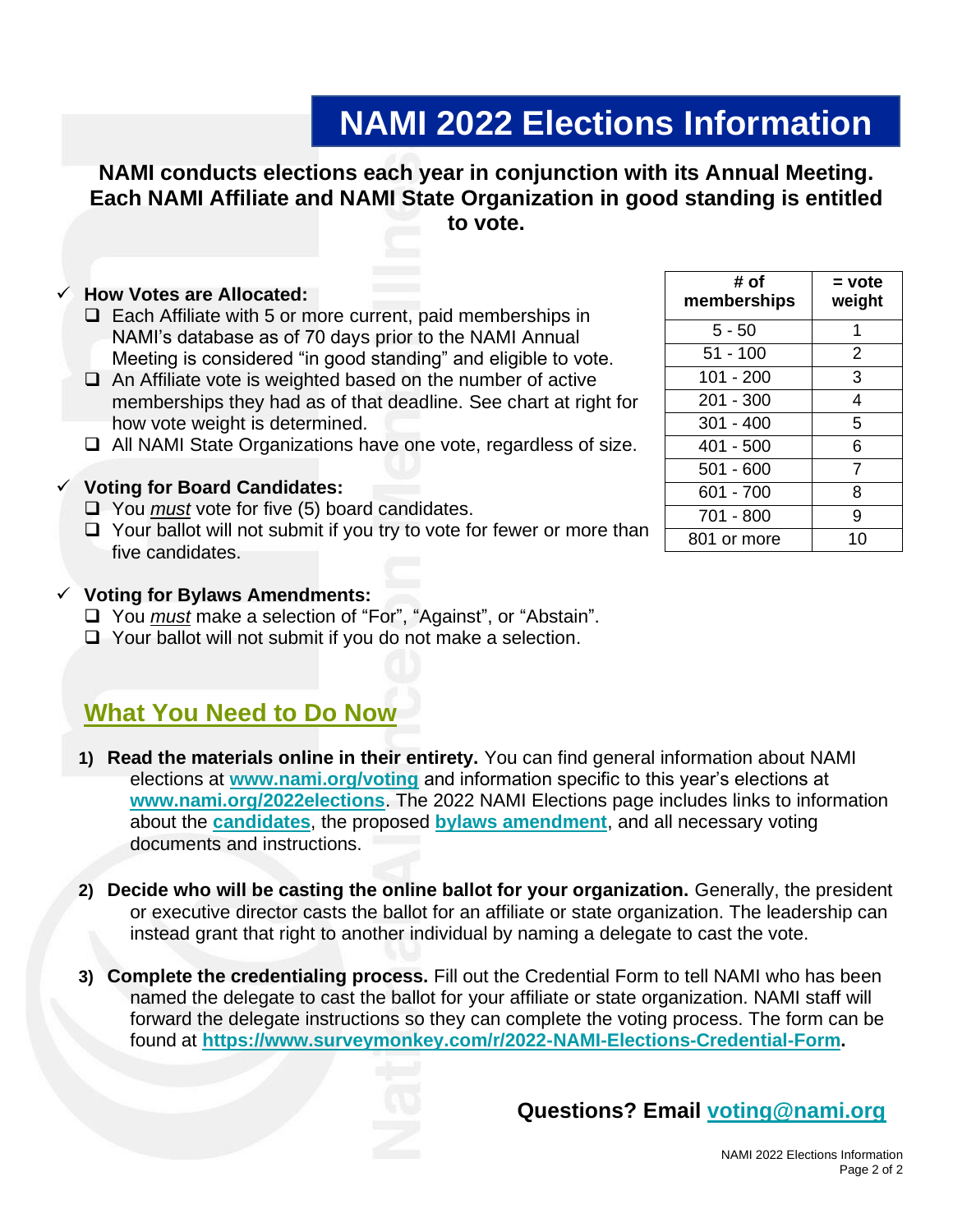# NAMI 2022 Elections Information

**NAMI conducts elections each year in conjunction with its Annual Meeting. Each NAMI Affiliate and NAMI State Organization in good standing is entitled to vote.**

- **How Votes are Allocated:**
  - Each Affiliate with 5 or more current, paid memberships in NAMI's database as of 70 days prior to the NAMI Annual Meeting is considered "in good standing" and eligible to vote.
  - An Affiliate vote is weighted based on the number of active memberships they had as of that deadline. See chart at right for how vote weight is determined.
  - All NAMI State Organizations have one vote, regardless of size.

| # of memberships | = vote weight |
|---|---|
| 5 - 50 | 1 |
| 51 - 100 | 2 |
| 101 - 200 | 3 |
| 201 - 300 | 4 |
| 301 - 400 | 5 |
| 401 - 500 | 6 |
| 501 - 600 | 7 |
| 601 - 700 | 8 |
| 701 - 800 | 9 |
| 801 or more | 10 |

- **Voting for Board Candidates:**
  - You *must* vote for five (5) board candidates.
  - Your ballot will not submit if you try to vote for fewer or more than five candidates.

- **Voting for Bylaws Amendments:**
  - You *must* make a selection of "For", "Against", or "Abstain".
  - Your ballot will not submit if you do not make a selection.

## What You Need to Do Now

1) **Read the materials online in their entirety.** You can find general information about NAMI elections at **www.nami.org/voting** and information specific to this year's elections at **www.nami.org/2022elections**. The 2022 NAMI Elections page includes links to information about the **candidates**, the proposed **bylaws amendment**, and all necessary voting documents and instructions.

2) **Decide who will be casting the online ballot for your organization.** Generally, the president or executive director casts the ballot for an affiliate or state organization. The leadership can instead grant that right to another individual by naming a delegate to cast the vote.

3) **Complete the credentialing process.** Fill out the Credential Form to tell NAMI who has been named the delegate to cast the ballot for your affiliate or state organization. NAMI staff will forward the delegate instructions so they can complete the voting process. The form can be found at **https://www.surveymonkey.com/r/2022-NAMI-Elections-Credential-Form.**

**Questions? Email voting@nami.org**